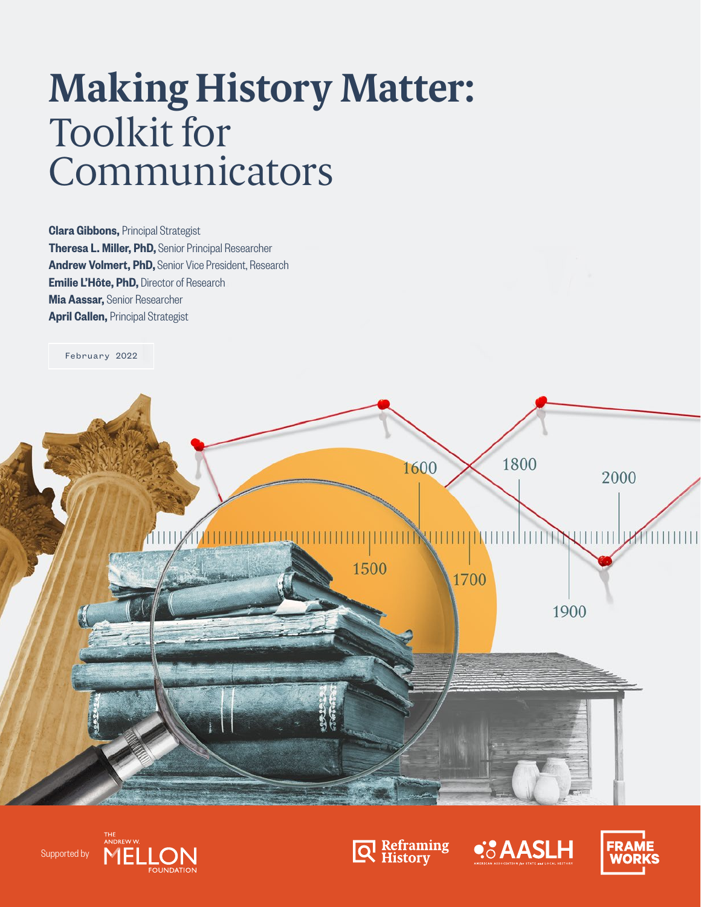# Making History Matter: Toolkit for Communicators

**Clara Gibbons,** Principal Strategist
**Theresa L. Miller, PhD,** Senior Principal Researcher
**Andrew Volmert, PhD,** Senior Vice President, Research
**Emilie L'Hôte, PhD,** Director of Research
**Mia Aassar,** Senior Researcher
**April Callen,** Principal Strategist

February 2022

Supported by The Andrew W. Mellon Foundation

Reframing History

AASLH — American Association for State and Local History

FrameWorks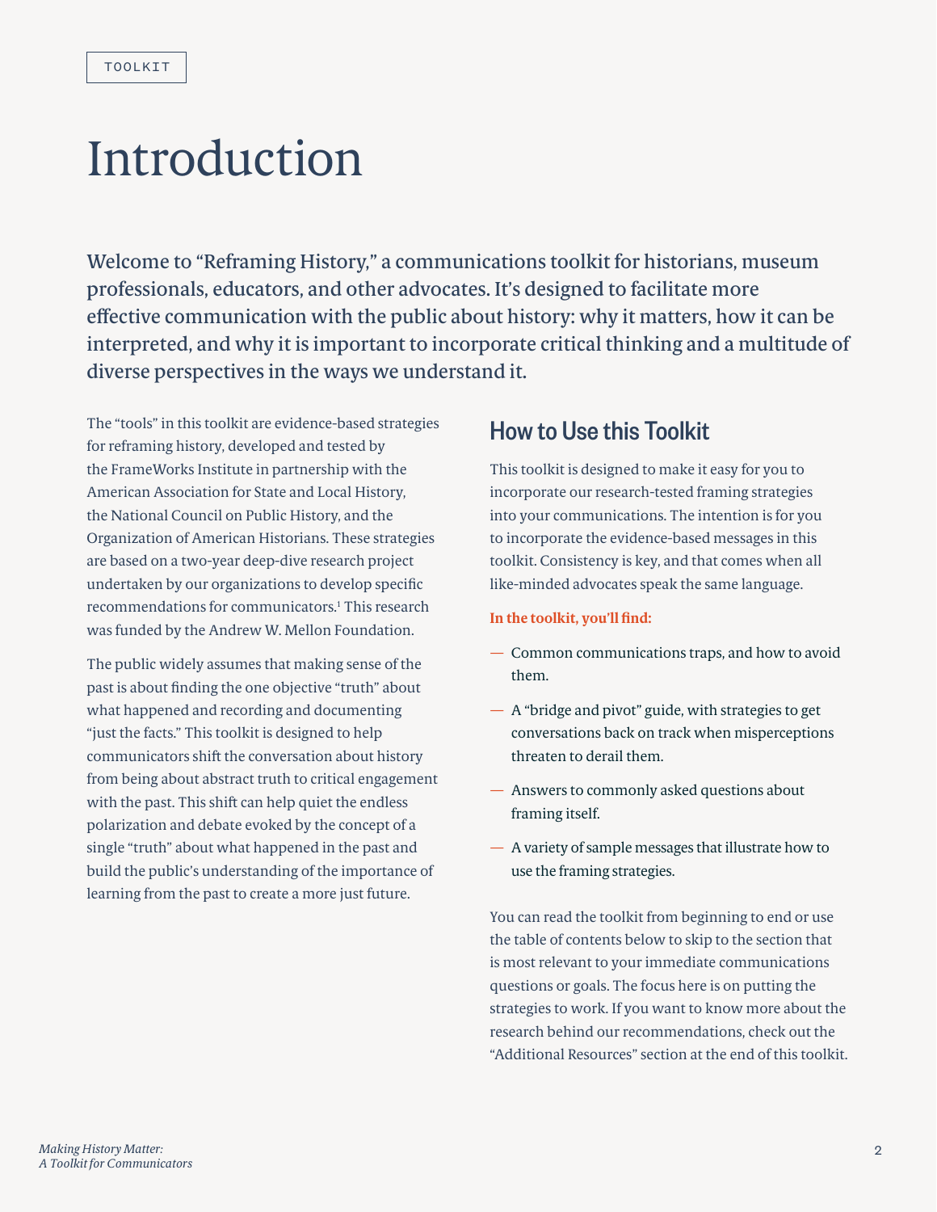TOOLKIT

# Introduction

Welcome to "Reframing History," a communications toolkit for historians, museum professionals, educators, and other advocates. It's designed to facilitate more effective communication with the public about history: why it matters, how it can be interpreted, and why it is important to incorporate critical thinking and a multitude of diverse perspectives in the ways we understand it.

The "tools" in this toolkit are evidence-based strategies for reframing history, developed and tested by the FrameWorks Institute in partnership with the American Association for State and Local History, the National Council on Public History, and the Organization of American Historians. These strategies are based on a two-year deep-dive research project undertaken by our organizations to develop specific recommendations for communicators.[1] This research was funded by the Andrew W. Mellon Foundation.

The public widely assumes that making sense of the past is about finding the one objective "truth" about what happened and recording and documenting "just the facts." This toolkit is designed to help communicators shift the conversation about history from being about abstract truth to critical engagement with the past. This shift can help quiet the endless polarization and debate evoked by the concept of a single "truth" about what happened in the past and build the public's understanding of the importance of learning from the past to create a more just future.

## How to Use this Toolkit

This toolkit is designed to make it easy for you to incorporate our research-tested framing strategies into your communications. The intention is for you to incorporate the evidence-based messages in this toolkit. Consistency is key, and that comes when all like-minded advocates speak the same language.

**In the toolkit, you'll find:**

- Common communications traps, and how to avoid them.
- A "bridge and pivot" guide, with strategies to get conversations back on track when misperceptions threaten to derail them.
- Answers to commonly asked questions about framing itself.
- A variety of sample messages that illustrate how to use the framing strategies.

You can read the toolkit from beginning to end or use the table of contents below to skip to the section that is most relevant to your immediate communications questions or goals. The focus here is on putting the strategies to work. If you want to know more about the research behind our recommendations, check out the "Additional Resources" section at the end of this toolkit.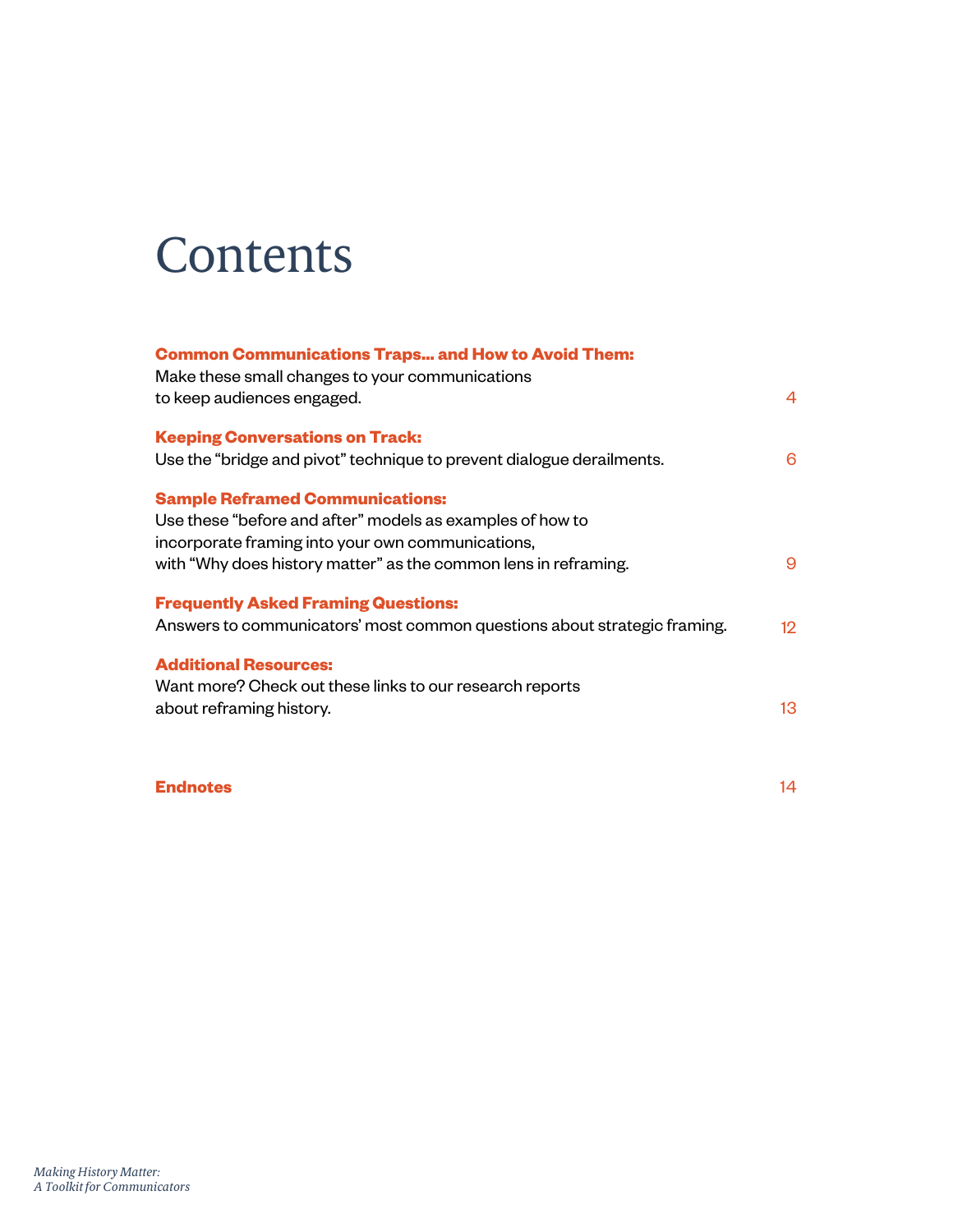# Contents

**Common Communications Traps... and How to Avoid Them:**
Make these small changes to your communications to keep audiences engaged. 4

**Keeping Conversations on Track:**
Use the "bridge and pivot" technique to prevent dialogue derailments. 6

**Sample Reframed Communications:**
Use these "before and after" models as examples of how to incorporate framing into your own communications, with "Why does history matter" as the common lens in reframing. 9

**Frequently Asked Framing Questions:**
Answers to communicators' most common questions about strategic framing. 12

**Additional Resources:**
Want more? Check out these links to our research reports about reframing history. 13

**Endnotes** 14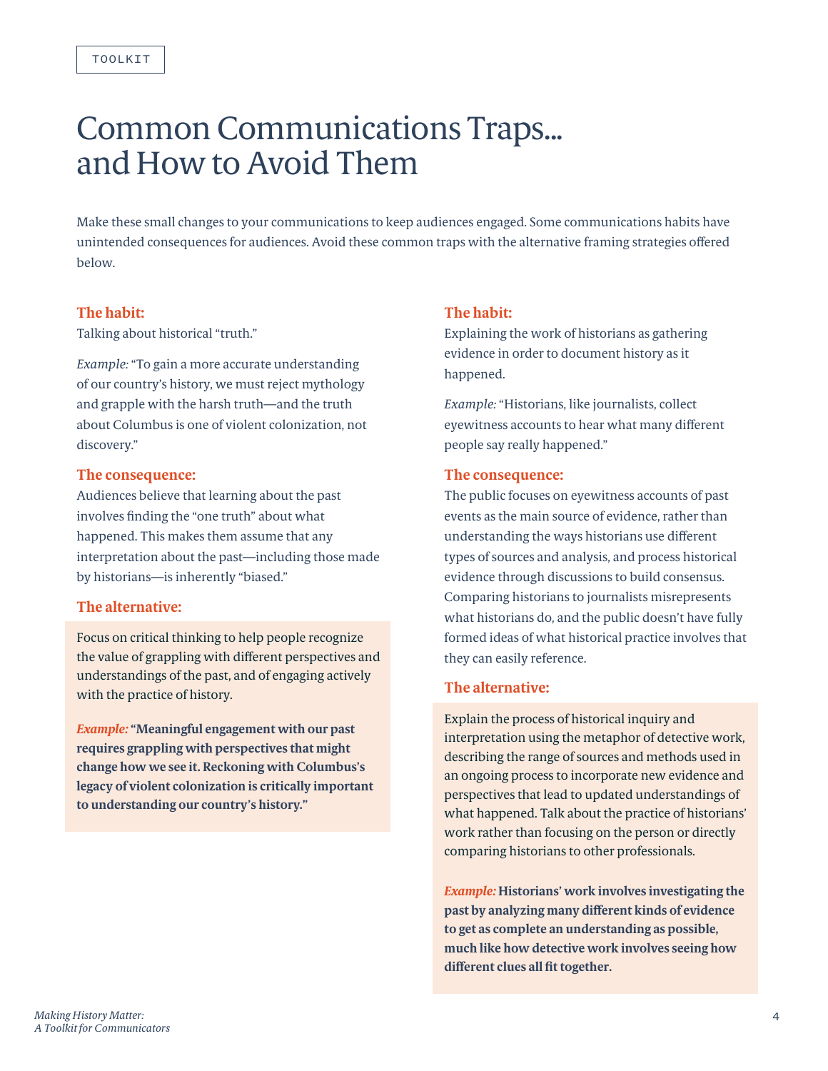TOOLKIT

# Common Communications Traps... and How to Avoid Them

Make these small changes to your communications to keep audiences engaged. Some communications habits have unintended consequences for audiences. Avoid these common traps with the alternative framing strategies offered below.

### The habit:

Talking about historical "truth."

*Example:* "To gain a more accurate understanding of our country's history, we must reject mythology and grapple with the harsh truth—and the truth about Columbus is one of violent colonization, not discovery."

### The consequence:

Audiences believe that learning about the past involves finding the "one truth" about what happened. This makes them assume that any interpretation about the past—including those made by historians—is inherently "biased."

### The alternative:

Focus on critical thinking to help people recognize the value of grappling with different perspectives and understandings of the past, and of engaging actively with the practice of history.

*Example:* **"Meaningful engagement with our past requires grappling with perspectives that might change how we see it. Reckoning with Columbus's legacy of violent colonization is critically important to understanding our country's history."**

### The habit:

Explaining the work of historians as gathering evidence in order to document history as it happened.

*Example:* "Historians, like journalists, collect eyewitness accounts to hear what many different people say really happened."

### The consequence:

The public focuses on eyewitness accounts of past events as the main source of evidence, rather than understanding the ways historians use different types of sources and analysis, and process historical evidence through discussions to build consensus. Comparing historians to journalists misrepresents what historians do, and the public doesn't have fully formed ideas of what historical practice involves that they can easily reference.

### The alternative:

Explain the process of historical inquiry and interpretation using the metaphor of detective work, describing the range of sources and methods used in an ongoing process to incorporate new evidence and perspectives that lead to updated understandings of what happened. Talk about the practice of historians' work rather than focusing on the person or directly comparing historians to other professionals.

*Example:* **Historians' work involves investigating the past by analyzing many different kinds of evidence to get as complete an understanding as possible, much like how detective work involves seeing how different clues all fit together.**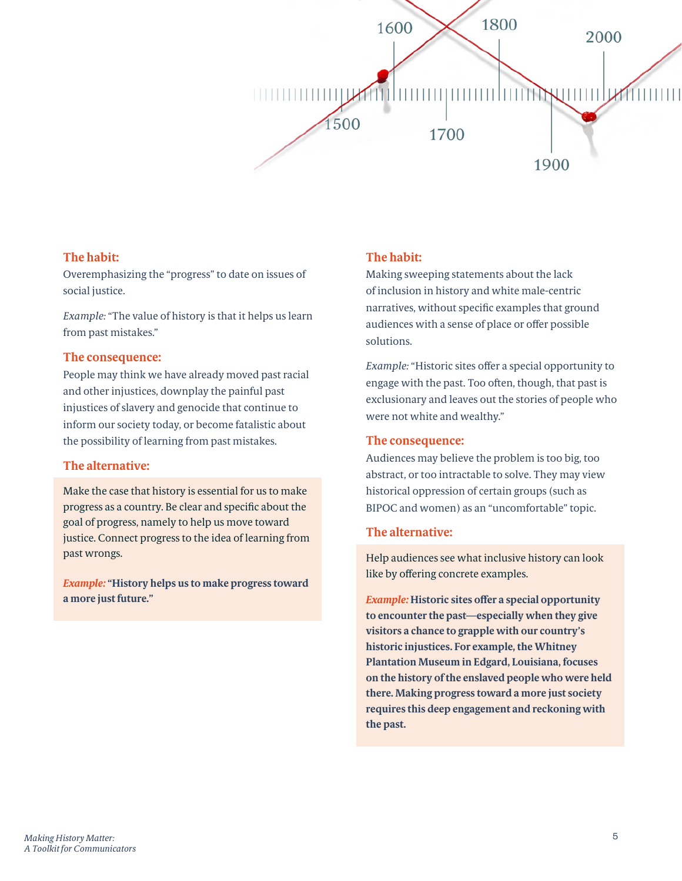1600

1800

2000

1500

1700

1900

**The habit:**

Overemphasizing the “progress” to date on issues of social justice.

*Example:* “The value of history is that it helps us learn from past mistakes.”

**The consequence:**

People may think we have already moved past racial and other injustices, downplay the painful past injustices of slavery and genocide that continue to inform our society today, or become fatalistic about the possibility of learning from past mistakes.

**The alternative:**

Make the case that history is essential for us to make progress as a country. Be clear and specific about the goal of progress, namely to help us move toward justice. Connect progress to the idea of learning from past wrongs.

***Example:*** **“History helps us to make progress toward a more just future.”**

**The habit:**

Making sweeping statements about the lack of inclusion in history and white male-centric narratives, without specific examples that ground audiences with a sense of place or offer possible solutions.

*Example:* “Historic sites offer a special opportunity to engage with the past. Too often, though, that past is exclusionary and leaves out the stories of people who were not white and wealthy.”

**The consequence:**

Audiences may believe the problem is too big, too abstract, or too intractable to solve. They may view historical oppression of certain groups (such as BIPOC and women) as an “uncomfortable” topic.

**The alternative:**

Help audiences see what inclusive history can look like by offering concrete examples.

***Example:*** **Historic sites offer a special opportunity to encounter the past—especially when they give visitors a chance to grapple with our country’s historic injustices. For example, the Whitney Plantation Museum in Edgard, Louisiana, focuses on the history of the enslaved people who were held there. Making progress toward a more just society requires this deep engagement and reckoning with the past.**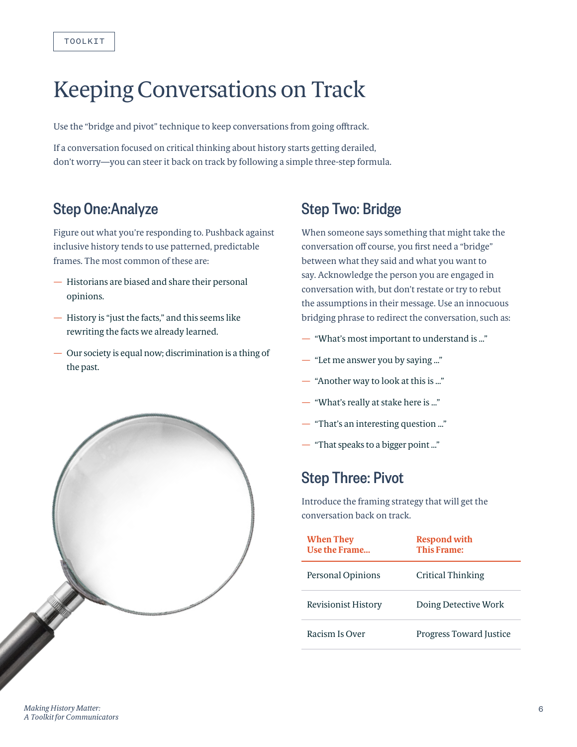TOOLKIT

# Keeping Conversations on Track

Use the “bridge and pivot” technique to keep conversations from going offtrack.

If a conversation focused on critical thinking about history starts getting derailed, don’t worry—you can steer it back on track by following a simple three-step formula.

## Step One:Analyze

Figure out what you’re responding to. Pushback against inclusive history tends to use patterned, predictable frames. The most common of these are:

- Historians are biased and share their personal opinions.
- History is “just the facts,” and this seems like rewriting the facts we already learned.
- Our society is equal now; discrimination is a thing of the past.

## Step Two: Bridge

When someone says something that might take the conversation off course, you first need a “bridge” between what they said and what you want to say. Acknowledge the person you are engaged in conversation with, but don’t restate or try to rebut the assumptions in their message. Use an innocuous bridging phrase to redirect the conversation, such as:

- “What’s most important to understand is …”
- “Let me answer you by saying …”
- “Another way to look at this is …”
- “What’s really at stake here is …”
- “That’s an interesting question …”
- “That speaks to a bigger point …”

## Step Three: Pivot

Introduce the framing strategy that will get the conversation back on track.

| When They Use the Frame... | Respond with This Frame: |
|---|---|
| Personal Opinions | Critical Thinking |
| Revisionist History | Doing Detective Work |
| Racism Is Over | Progress Toward Justice |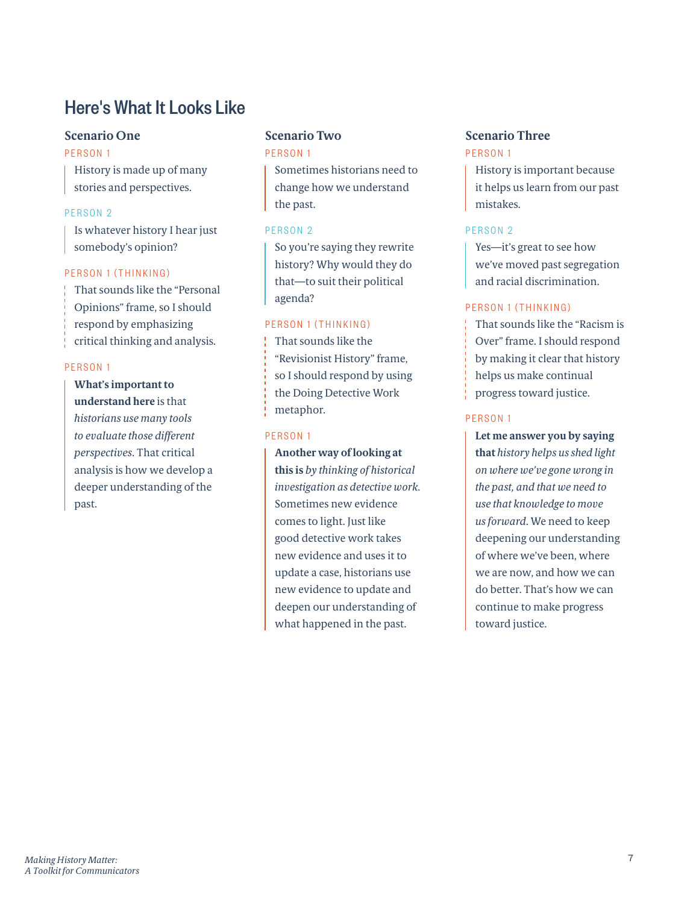## Here's What It Looks Like

### Scenario One

PERSON 1

History is made up of many stories and perspectives.

PERSON 2

Is whatever history I hear just somebody's opinion?

PERSON 1 (THINKING)

That sounds like the "Personal Opinions" frame, so I should respond by emphasizing critical thinking and analysis.

PERSON 1

**What's important to understand here** is that *historians use many tools to evaluate those different perspectives*. That critical analysis is how we develop a deeper understanding of the past.

### Scenario Two

PERSON 1

Sometimes historians need to change how we understand the past.

PERSON 2

So you're saying they rewrite history? Why would they do that—to suit their political agenda?

PERSON 1 (THINKING)

That sounds like the "Revisionist History" frame, so I should respond by using the Doing Detective Work metaphor.

PERSON 1

**Another way of looking at this is** *by thinking of historical investigation as detective work*. Sometimes new evidence comes to light. Just like good detective work takes new evidence and uses it to update a case, historians use new evidence to update and deepen our understanding of what happened in the past.

### Scenario Three

PERSON 1

History is important because it helps us learn from our past mistakes.

PERSON 2

Yes—it's great to see how we've moved past segregation and racial discrimination.

PERSON 1 (THINKING)

That sounds like the "Racism is Over" frame. I should respond by making it clear that history helps us make continual progress toward justice.

PERSON 1

**Let me answer you by saying that** *history helps us shed light on where we've gone wrong in the past, and that we need to use that knowledge to move us forward*. We need to keep deepening our understanding of where we've been, where we are now, and how we can do better. That's how we can continue to make progress toward justice.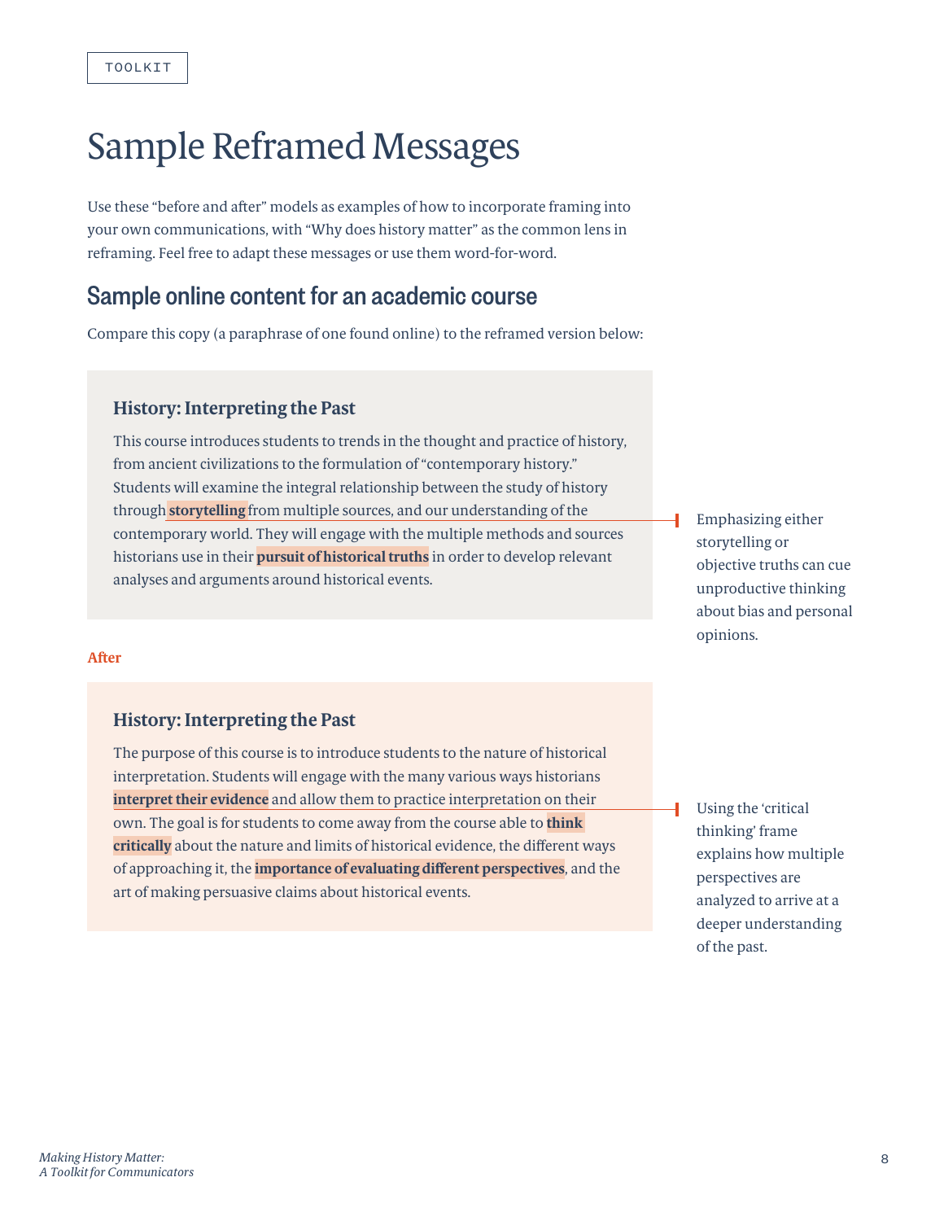TOOLKIT

# Sample Reframed Messages

Use these "before and after" models as examples of how to incorporate framing into your own communications, with "Why does history matter" as the common lens in reframing. Feel free to adapt these messages or use them word-for-word.

## Sample online content for an academic course

Compare this copy (a paraphrase of one found online) to the reframed version below:

> ### History: Interpreting the Past
>
> This course introduces students to trends in the thought and practice of history, from ancient civilizations to the formulation of "contemporary history." Students will examine the integral relationship between the study of history through **storytelling** from multiple sources, and our understanding of the contemporary world. They will engage with the multiple methods and sources historians use in their **pursuit of historical truths** in order to develop relevant analyses and arguments around historical events.

Emphasizing either storytelling or objective truths can cue unproductive thinking about bias and personal opinions.

**After**

> ### History: Interpreting the Past
>
> The purpose of this course is to introduce students to the nature of historical interpretation. Students will engage with the many various ways historians **interpret their evidence** and allow them to practice interpretation on their own. The goal is for students to come away from the course able to **think critically** about the nature and limits of historical evidence, the different ways of approaching it, the **importance of evaluating different perspectives**, and the art of making persuasive claims about historical events.

Using the 'critical thinking' frame explains how multiple perspectives are analyzed to arrive at a deeper understanding of the past.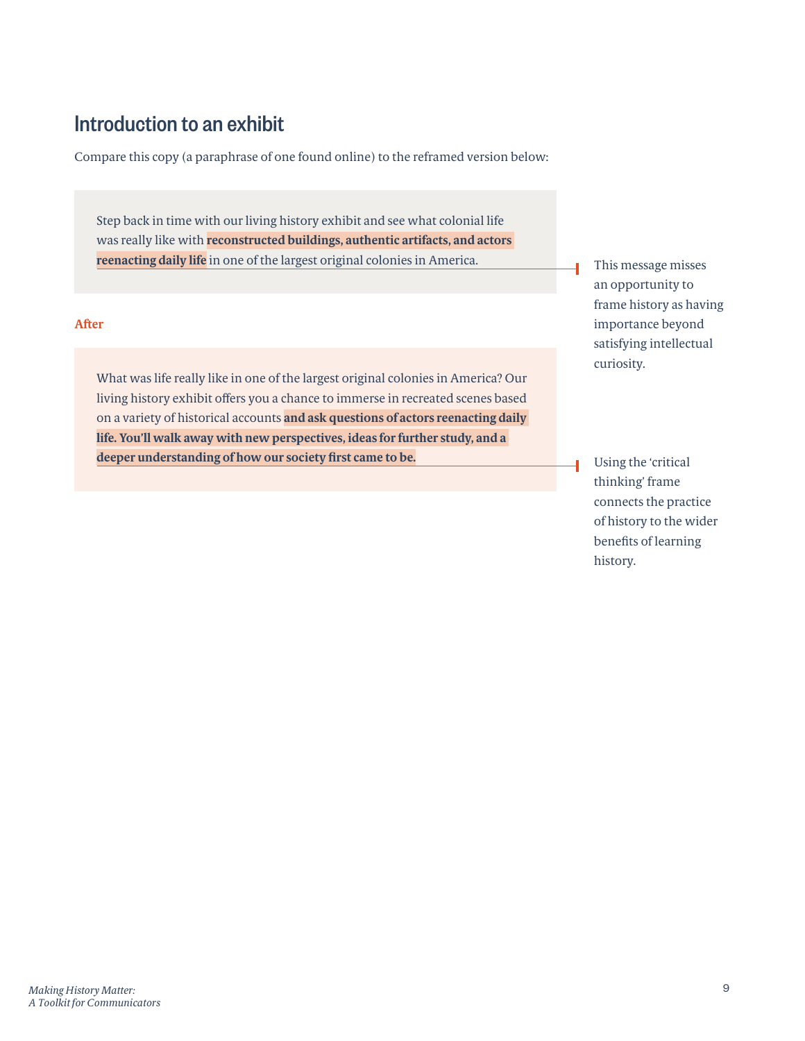## Introduction to an exhibit

Compare this copy (a paraphrase of one found online) to the reframed version below:

> Step back in time with our living history exhibit and see what colonial life was really like with **reconstructed buildings, authentic artifacts, and actors reenacting daily life** in one of the largest original colonies in America.

This message misses an opportunity to frame history as having importance beyond satisfying intellectual curiosity.

**After**

> What was life really like in one of the largest original colonies in America? Our living history exhibit offers you a chance to immerse in recreated scenes based on a variety of historical accounts **and ask questions of actors reenacting daily life. You'll walk away with new perspectives, ideas for further study, and a deeper understanding of how our society first came to be.**

Using the 'critical thinking' frame connects the practice of history to the wider benefits of learning history.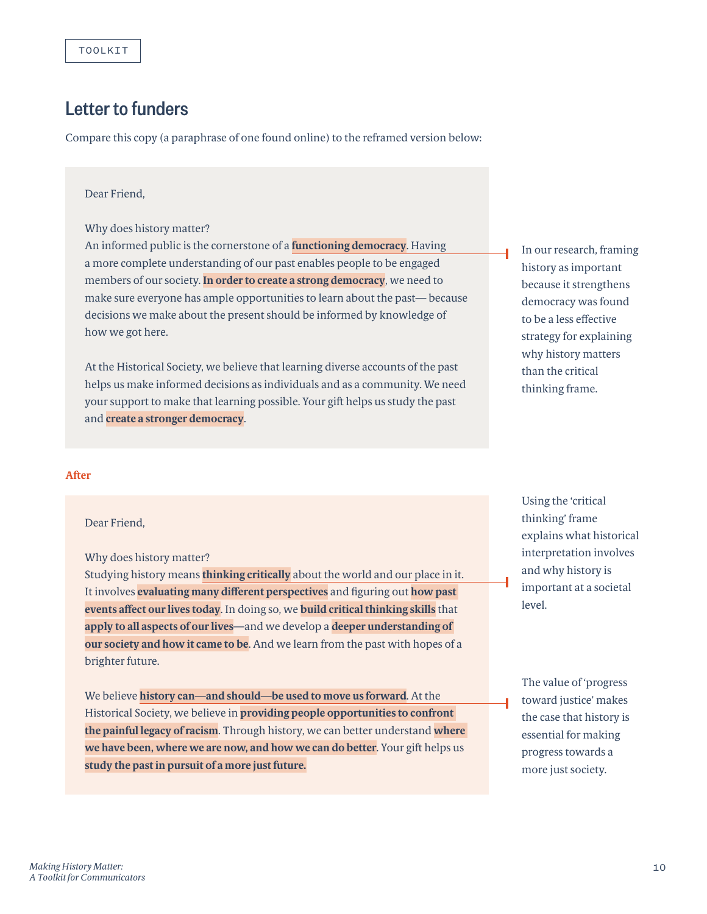TOOLKIT

## Letter to funders

Compare this copy (a paraphrase of one found online) to the reframed version below:

> Dear Friend,
>
> Why does history matter?
> An informed public is the cornerstone of a **functioning democracy**. Having a more complete understanding of our past enables people to be engaged members of our society. **In order to create a strong democracy**, we need to make sure everyone has ample opportunities to learn about the past— because decisions we make about the present should be informed by knowledge of how we got here.
>
> At the Historical Society, we believe that learning diverse accounts of the past helps us make informed decisions as individuals and as a community. We need your support to make that learning possible. Your gift helps us study the past and **create a stronger democracy**.

In our research, framing history as important because it strengthens democracy was found to be a less effective strategy for explaining why history matters than the critical thinking frame.

**After**

> Dear Friend,
>
> Why does history matter?
> Studying history means **thinking critically** about the world and our place in it. It involves **evaluating many different perspectives** and figuring out **how past events affect our lives today**. In doing so, we **build critical thinking skills** that **apply to all aspects of our lives**—and we develop a **deeper understanding of our society and how it came to be**. And we learn from the past with hopes of a brighter future.
>
> We believe **history can—and should—be used to move us forward**. At the Historical Society, we believe in **providing people opportunities to confront the painful legacy of racism**. Through history, we can better understand **where we have been, where we are now, and how we can do better**. Your gift helps us **study the past in pursuit of a more just future.**

Using the 'critical thinking' frame explains what historical interpretation involves and why history is important at a societal level.

The value of 'progress toward justice' makes the case that history is essential for making progress towards a more just society.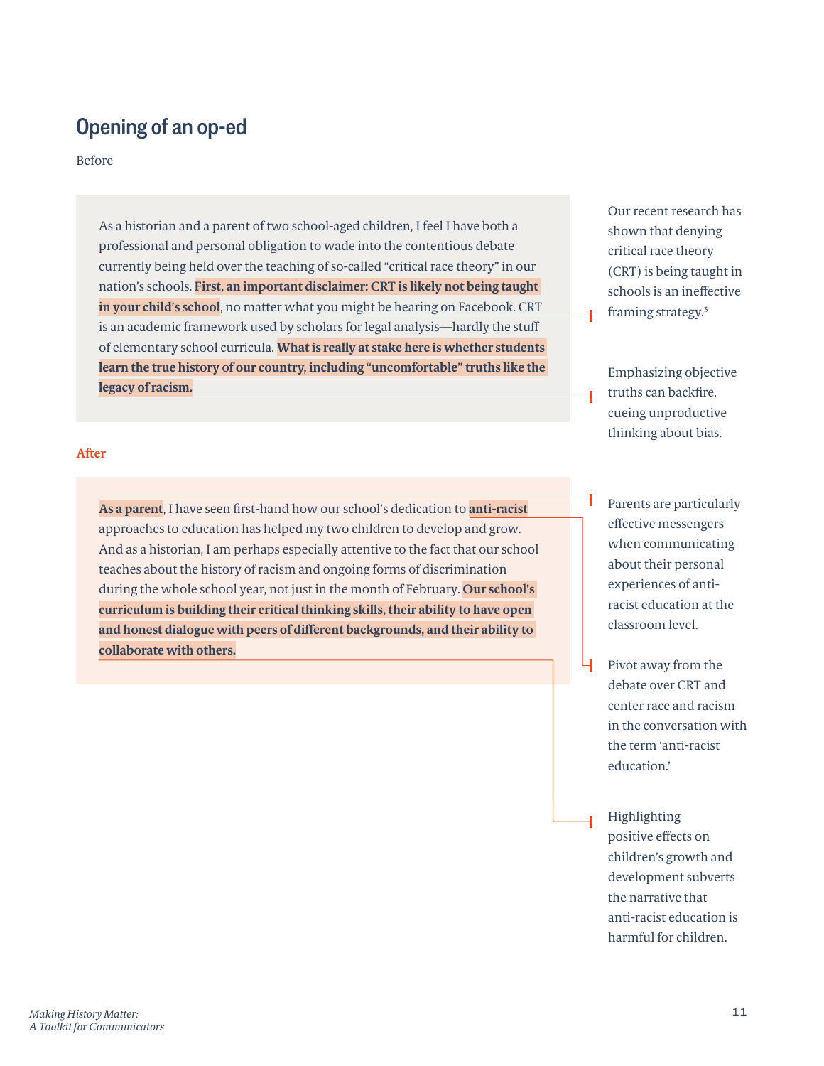## Opening of an op-ed

Before

> As a historian and a parent of two school-aged children, I feel I have both a professional and personal obligation to wade into the contentious debate currently being held over the teaching of so-called "critical race theory" in our nation's schools. **First, an important disclaimer: CRT is likely not being taught in your child's school**, no matter what you might be hearing on Facebook. CRT is an academic framework used by scholars for legal analysis—hardly the stuff of elementary school curricula. **What is really at stake here is whether students learn the true history of our country, including "uncomfortable" truths like the legacy of racism.**

Our recent research has shown that denying critical race theory (CRT) is being taught in schools is an ineffective framing strategy.[3]

Emphasizing objective truths can backfire, cueing unproductive thinking about bias.

**After**

> **As a parent**, I have seen first-hand how our school's dedication to **anti-racist** approaches to education has helped my two children to develop and grow. And as a historian, I am perhaps especially attentive to the fact that our school teaches about the history of racism and ongoing forms of discrimination during the whole school year, not just in the month of February. **Our school's curriculum is building their critical thinking skills, their ability to have open and honest dialogue with peers of different backgrounds, and their ability to collaborate with others.**

Parents are particularly effective messengers when communicating about their personal experiences of anti-racist education at the classroom level.

Pivot away from the debate over CRT and center race and racism in the conversation with the term 'anti-racist education.'

Highlighting positive effects on children's growth and development subverts the narrative that anti-racist education is harmful for children.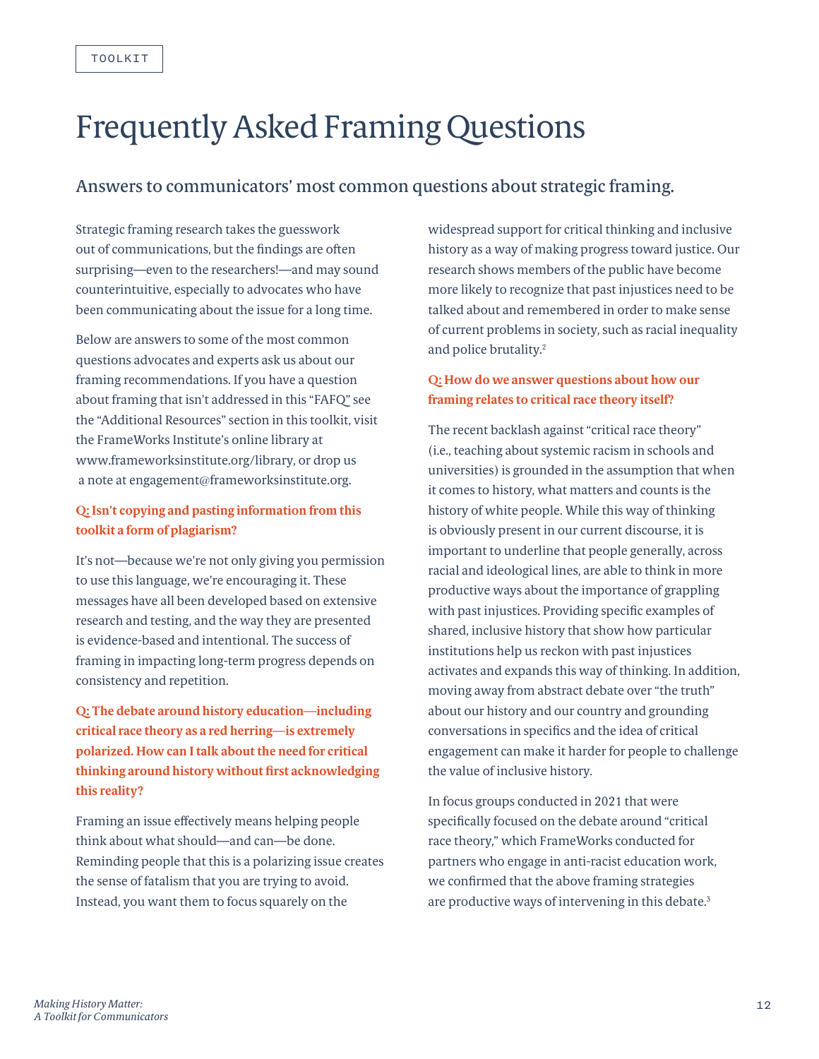TOOLKIT

# Frequently Asked Framing Questions

## Answers to communicators' most common questions about strategic framing.

Strategic framing research takes the guesswork out of communications, but the findings are often surprising—even to the researchers!—and may sound counterintuitive, especially to advocates who have been communicating about the issue for a long time.

Below are answers to some of the most common questions advocates and experts ask us about our framing recommendations. If you have a question about framing that isn't addressed in this "FAFQ," see the "Additional Resources" section in this toolkit, visit the FrameWorks Institute's online library at www.frameworksinstitute.org/library, or drop us a note at engagement@frameworksinstitute.org.

**Q: Isn't copying and pasting information from this toolkit a form of plagiarism?**

It's not—because we're not only giving you permission to use this language, we're encouraging it. These messages have all been developed based on extensive research and testing, and the way they are presented is evidence-based and intentional. The success of framing in impacting long-term progress depends on consistency and repetition.

**Q: The debate around history education—including critical race theory as a red herring—is extremely polarized. How can I talk about the need for critical thinking around history without first acknowledging this reality?**

Framing an issue effectively means helping people think about what should—and can—be done. Reminding people that this is a polarizing issue creates the sense of fatalism that you are trying to avoid. Instead, you want them to focus squarely on the widespread support for critical thinking and inclusive history as a way of making progress toward justice. Our research shows members of the public have become more likely to recognize that past injustices need to be talked about and remembered in order to make sense of current problems in society, such as racial inequality and police brutality.[2]

**Q: How do we answer questions about how our framing relates to critical race theory itself?**

The recent backlash against "critical race theory" (i.e., teaching about systemic racism in schools and universities) is grounded in the assumption that when it comes to history, what matters and counts is the history of white people. While this way of thinking is obviously present in our current discourse, it is important to underline that people generally, across racial and ideological lines, are able to think in more productive ways about the importance of grappling with past injustices. Providing specific examples of shared, inclusive history that show how particular institutions help us reckon with past injustices activates and expands this way of thinking. In addition, moving away from abstract debate over "the truth" about our history and our country and grounding conversations in specifics and the idea of critical engagement can make it harder for people to challenge the value of inclusive history.

In focus groups conducted in 2021 that were specifically focused on the debate around "critical race theory," which FrameWorks conducted for partners who engage in anti-racist education work, we confirmed that the above framing strategies are productive ways of intervening in this debate.[3]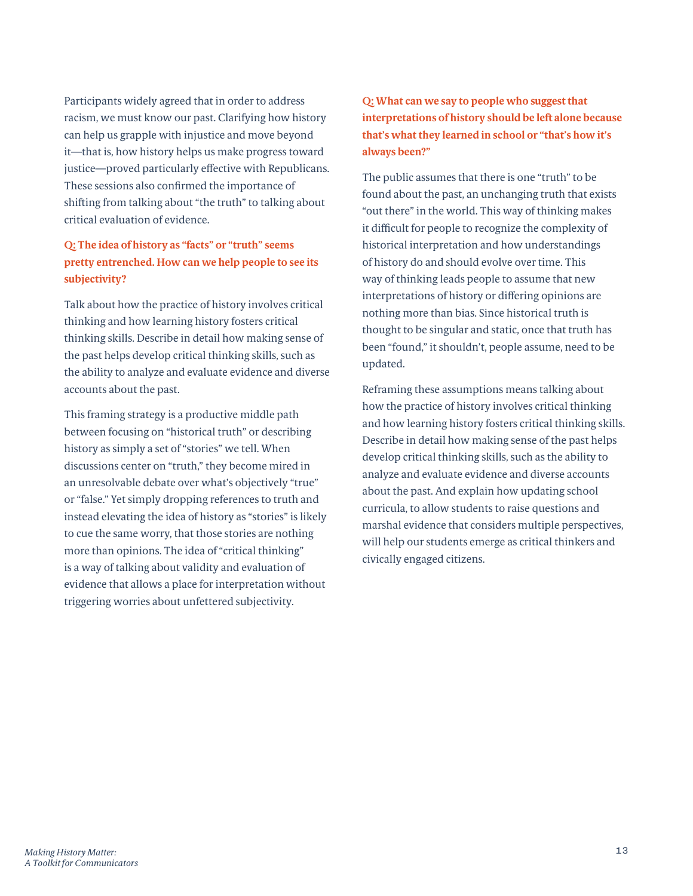Participants widely agreed that in order to address racism, we must know our past. Clarifying how history can help us grapple with injustice and move beyond it—that is, how history helps us make progress toward justice—proved particularly effective with Republicans. These sessions also confirmed the importance of shifting from talking about "the truth" to talking about critical evaluation of evidence.

**Q: The idea of history as "facts" or "truth" seems pretty entrenched. How can we help people to see its subjectivity?**

Talk about how the practice of history involves critical thinking and how learning history fosters critical thinking skills. Describe in detail how making sense of the past helps develop critical thinking skills, such as the ability to analyze and evaluate evidence and diverse accounts about the past.

This framing strategy is a productive middle path between focusing on "historical truth" or describing history as simply a set of "stories" we tell. When discussions center on "truth," they become mired in an unresolvable debate over what's objectively "true" or "false." Yet simply dropping references to truth and instead elevating the idea of history as "stories" is likely to cue the same worry, that those stories are nothing more than opinions. The idea of "critical thinking" is a way of talking about validity and evaluation of evidence that allows a place for interpretation without triggering worries about unfettered subjectivity.

**Q: What can we say to people who suggest that interpretations of history should be left alone because that's what they learned in school or "that's how it's always been?"**

The public assumes that there is one "truth" to be found about the past, an unchanging truth that exists "out there" in the world. This way of thinking makes it difficult for people to recognize the complexity of historical interpretation and how understandings of history do and should evolve over time. This way of thinking leads people to assume that new interpretations of history or differing opinions are nothing more than bias. Since historical truth is thought to be singular and static, once that truth has been "found," it shouldn't, people assume, need to be updated.

Reframing these assumptions means talking about how the practice of history involves critical thinking and how learning history fosters critical thinking skills. Describe in detail how making sense of the past helps develop critical thinking skills, such as the ability to analyze and evaluate evidence and diverse accounts about the past. And explain how updating school curricula, to allow students to raise questions and marshal evidence that considers multiple perspectives, will help our students emerge as critical thinkers and civically engaged citizens.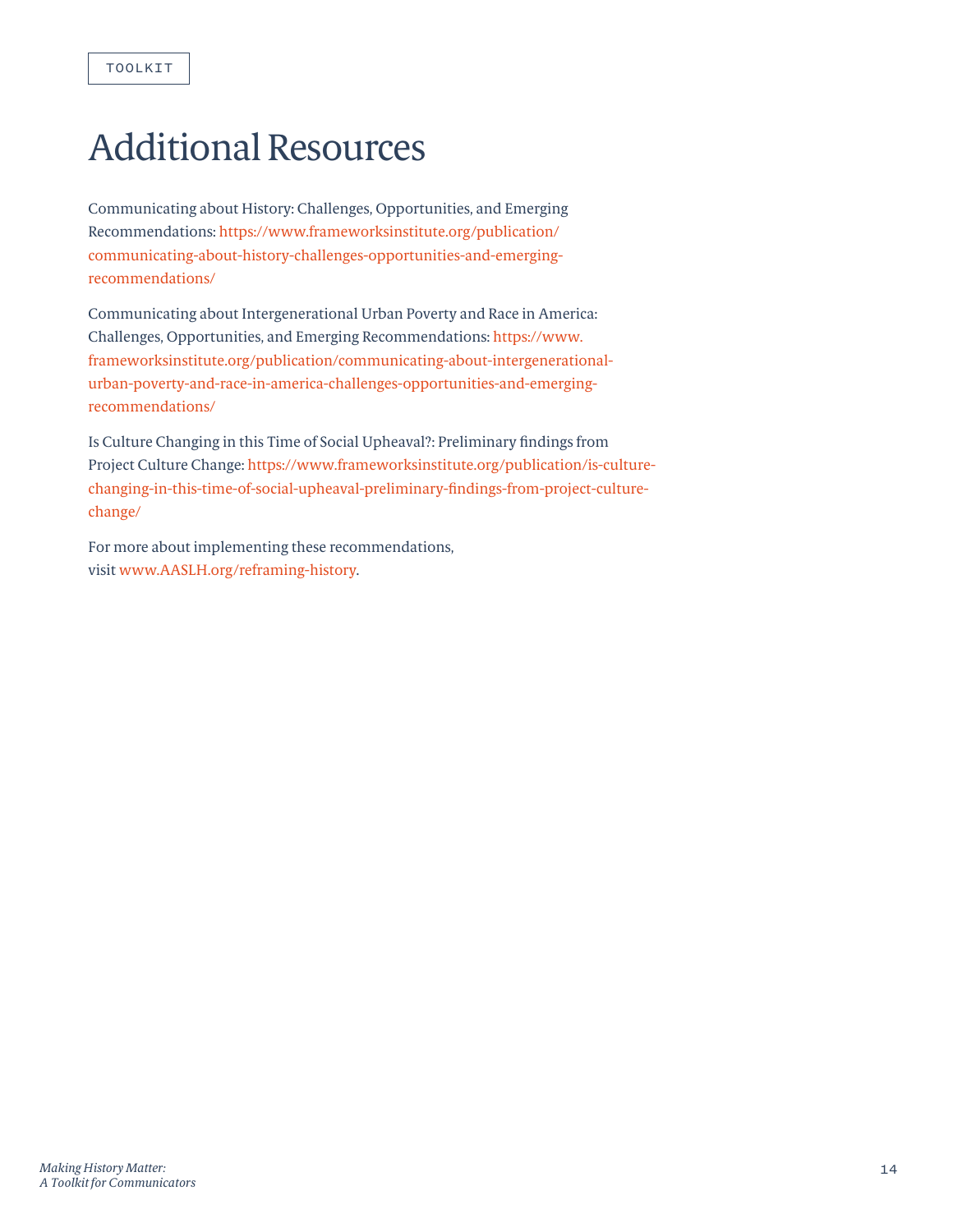TOOLKIT

# Additional Resources

Communicating about History: Challenges, Opportunities, and Emerging Recommendations: https://www.frameworksinstitute.org/publication/communicating-about-history-challenges-opportunities-and-emerging-recommendations/

Communicating about Intergenerational Urban Poverty and Race in America: Challenges, Opportunities, and Emerging Recommendations: https://www.frameworksinstitute.org/publication/communicating-about-intergenerational-urban-poverty-and-race-in-america-challenges-opportunities-and-emerging-recommendations/

Is Culture Changing in this Time of Social Upheaval?: Preliminary findings from Project Culture Change: https://www.frameworksinstitute.org/publication/is-culture-changing-in-this-time-of-social-upheaval-preliminary-findings-from-project-culture-change/

For more about implementing these recommendations, visit www.AASLH.org/reframing-history.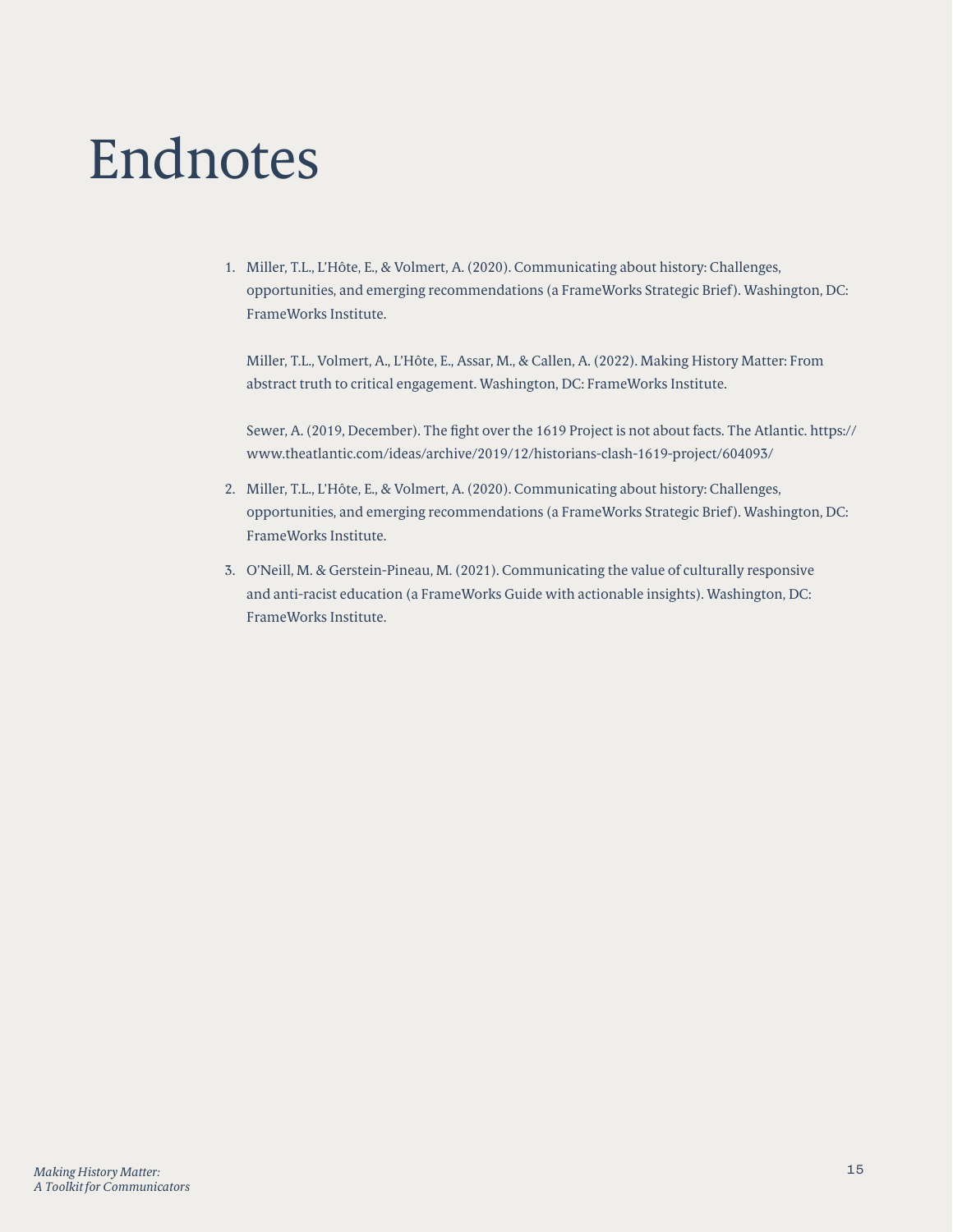# Endnotes

1. Miller, T.L., L'Hôte, E., & Volmert, A. (2020). Communicating about history: Challenges, opportunities, and emerging recommendations (a FrameWorks Strategic Brief). Washington, DC: FrameWorks Institute.

   Miller, T.L., Volmert, A., L'Hôte, E., Assar, M., & Callen, A. (2022). Making History Matter: From abstract truth to critical engagement. Washington, DC: FrameWorks Institute.

   Sewer, A. (2019, December). The fight over the 1619 Project is not about facts. The Atlantic. https://www.theatlantic.com/ideas/archive/2019/12/historians-clash-1619-project/604093/

2. Miller, T.L., L'Hôte, E., & Volmert, A. (2020). Communicating about history: Challenges, opportunities, and emerging recommendations (a FrameWorks Strategic Brief). Washington, DC: FrameWorks Institute.

3. O'Neill, M. & Gerstein-Pineau, M. (2021). Communicating the value of culturally responsive and anti-racist education (a FrameWorks Guide with actionable insights). Washington, DC: FrameWorks Institute.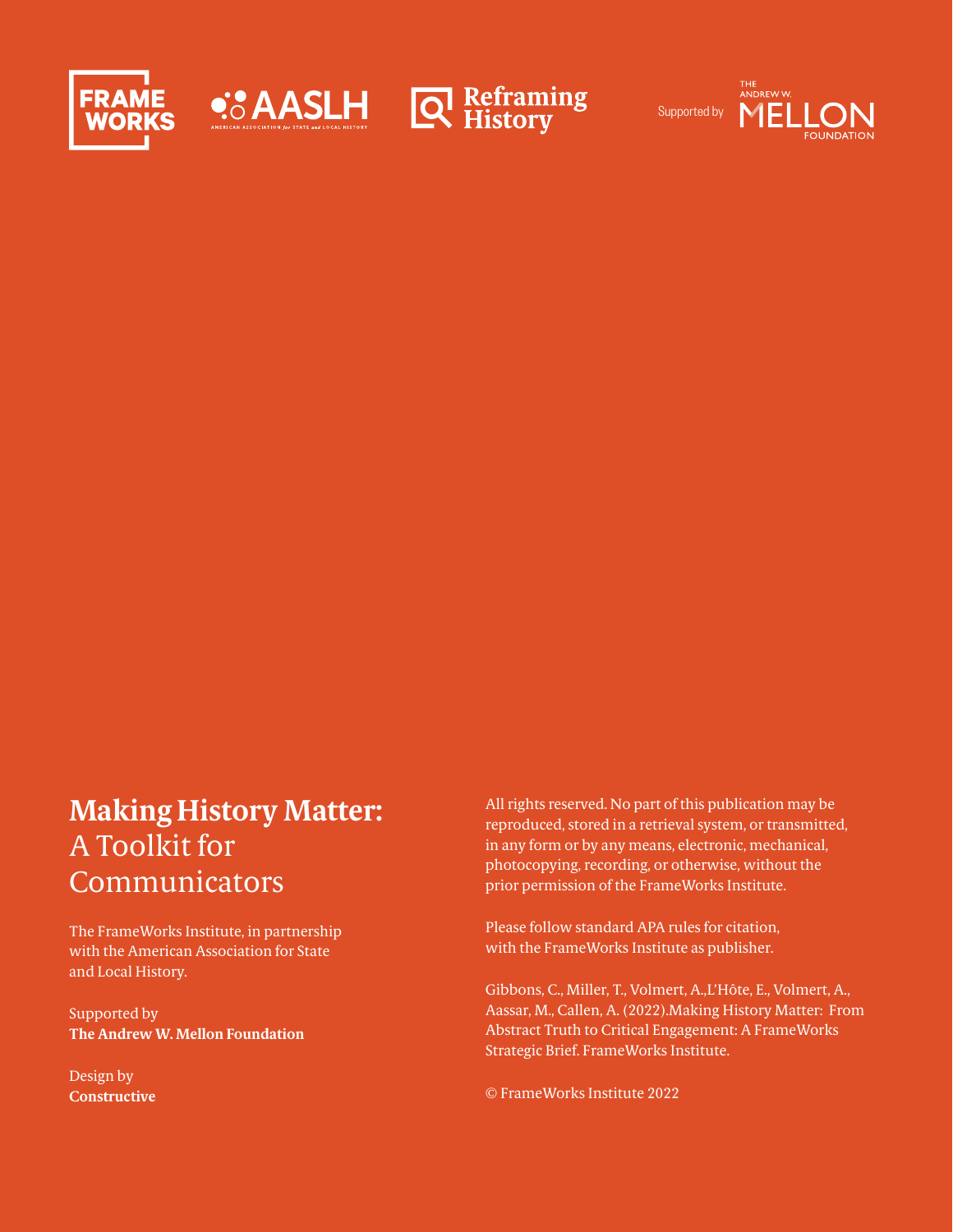FRAME WORKS

AASLH — AMERICAN ASSOCIATION for STATE and LOCAL HISTORY

Reframing History

Supported by THE ANDREW W. MELLON FOUNDATION

# **Making History Matter:** A Toolkit for Communicators

The FrameWorks Institute, in partnership with the American Association for State and Local History.

Supported by
**The Andrew W. Mellon Foundation**

Design by
**Constructive**

All rights reserved. No part of this publication may be reproduced, stored in a retrieval system, or transmitted, in any form or by any means, electronic, mechanical, photocopying, recording, or otherwise, without the prior permission of the FrameWorks Institute.

Please follow standard APA rules for citation, with the FrameWorks Institute as publisher.

Gibbons, C., Miller, T., Volmert, A.,L'Hôte, E., Volmert, A., Aassar, M., Callen, A. (2022).Making History Matter: From Abstract Truth to Critical Engagement: A FrameWorks Strategic Brief. FrameWorks Institute.

© FrameWorks Institute 2022